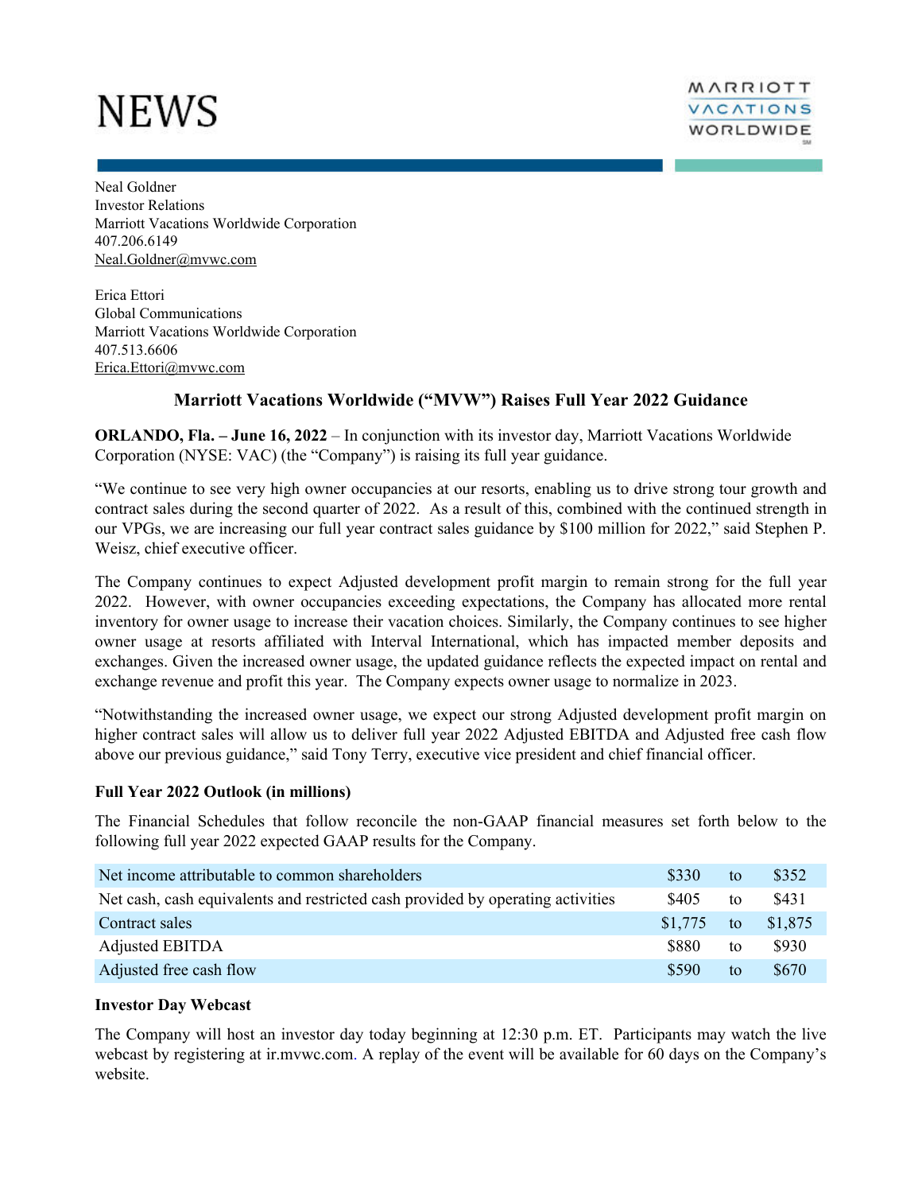# NEWS

MARRIOTT VACATIONS WORLDWIDE

Neal Goldner
Investor Relations
Marriott Vacations Worldwide Corporation
407.206.6149
Neal.Goldner@mvwc.com

Erica Ettori
Global Communications
Marriott Vacations Worldwide Corporation
407.513.6606
Erica.Ettori@mvwc.com

## Marriott Vacations Worldwide ("MVW") Raises Full Year 2022 Guidance

**ORLANDO, Fla. – June 16, 2022** – In conjunction with its investor day, Marriott Vacations Worldwide Corporation (NYSE: VAC) (the "Company") is raising its full year guidance.

"We continue to see very high owner occupancies at our resorts, enabling us to drive strong tour growth and contract sales during the second quarter of 2022. As a result of this, combined with the continued strength in our VPGs, we are increasing our full year contract sales guidance by $100 million for 2022," said Stephen P. Weisz, chief executive officer.

The Company continues to expect Adjusted development profit margin to remain strong for the full year 2022. However, with owner occupancies exceeding expectations, the Company has allocated more rental inventory for owner usage to increase their vacation choices. Similarly, the Company continues to see higher owner usage at resorts affiliated with Interval International, which has impacted member deposits and exchanges. Given the increased owner usage, the updated guidance reflects the expected impact on rental and exchange revenue and profit this year. The Company expects owner usage to normalize in 2023.

"Notwithstanding the increased owner usage, we expect our strong Adjusted development profit margin on higher contract sales will allow us to deliver full year 2022 Adjusted EBITDA and Adjusted free cash flow above our previous guidance," said Tony Terry, executive vice president and chief financial officer.

**Full Year 2022 Outlook (in millions)**

The Financial Schedules that follow reconcile the non-GAAP financial measures set forth below to the following full year 2022 expected GAAP results for the Company.

| | | | |
|---|---|---|---|
| Net income attributable to common shareholders | $330 | to | $352 |
| Net cash, cash equivalents and restricted cash provided by operating activities | $405 | to | $431 |
| Contract sales | $1,775 | to | $1,875 |
| Adjusted EBITDA | $880 | to | $930 |
| Adjusted free cash flow | $590 | to | $670 |

**Investor Day Webcast**

The Company will host an investor day today beginning at 12:30 p.m. ET. Participants may watch the live webcast by registering at ir.mvwc.com. A replay of the event will be available for 60 days on the Company's website.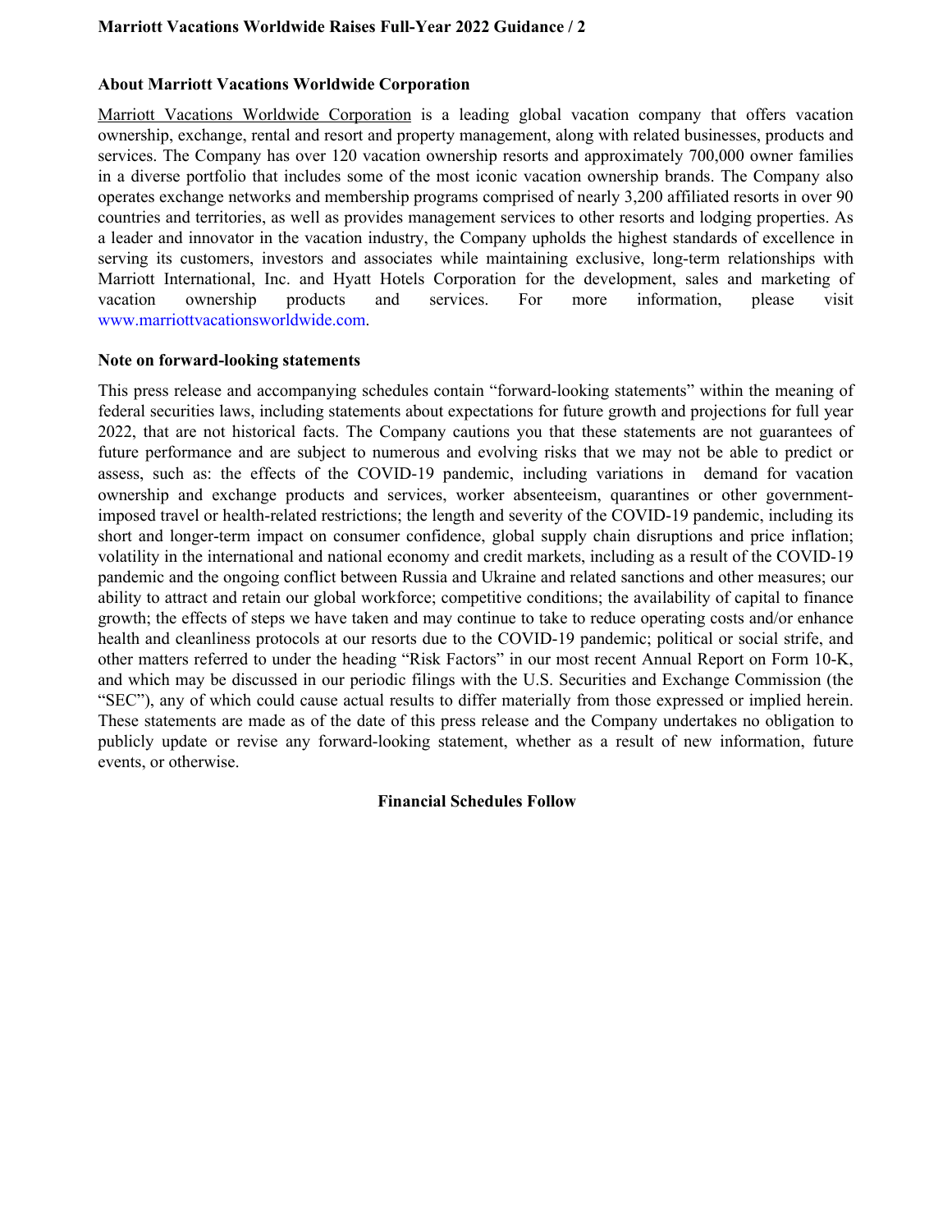## About Marriott Vacations Worldwide Corporation

Marriott Vacations Worldwide Corporation is a leading global vacation company that offers vacation ownership, exchange, rental and resort and property management, along with related businesses, products and services. The Company has over 120 vacation ownership resorts and approximately 700,000 owner families in a diverse portfolio that includes some of the most iconic vacation ownership brands. The Company also operates exchange networks and membership programs comprised of nearly 3,200 affiliated resorts in over 90 countries and territories, as well as provides management services to other resorts and lodging properties. As a leader and innovator in the vacation industry, the Company upholds the highest standards of excellence in serving its customers, investors and associates while maintaining exclusive, long-term relationships with Marriott International, Inc. and Hyatt Hotels Corporation for the development, sales and marketing of vacation ownership products and services. For more information, please visit www.marriottvacationsworldwide.com.

## Note on forward-looking statements

This press release and accompanying schedules contain "forward-looking statements" within the meaning of federal securities laws, including statements about expectations for future growth and projections for full year 2022, that are not historical facts. The Company cautions you that these statements are not guarantees of future performance and are subject to numerous and evolving risks that we may not be able to predict or assess, such as: the effects of the COVID-19 pandemic, including variations in demand for vacation ownership and exchange products and services, worker absenteeism, quarantines or other government-imposed travel or health-related restrictions; the length and severity of the COVID-19 pandemic, including its short and longer-term impact on consumer confidence, global supply chain disruptions and price inflation; volatility in the international and national economy and credit markets, including as a result of the COVID-19 pandemic and the ongoing conflict between Russia and Ukraine and related sanctions and other measures; our ability to attract and retain our global workforce; competitive conditions; the availability of capital to finance growth; the effects of steps we have taken and may continue to take to reduce operating costs and/or enhance health and cleanliness protocols at our resorts due to the COVID-19 pandemic; political or social strife, and other matters referred to under the heading "Risk Factors" in our most recent Annual Report on Form 10-K, and which may be discussed in our periodic filings with the U.S. Securities and Exchange Commission (the "SEC"), any of which could cause actual results to differ materially from those expressed or implied herein. These statements are made as of the date of this press release and the Company undertakes no obligation to publicly update or revise any forward-looking statement, whether as a result of new information, future events, or otherwise.

**Financial Schedules Follow**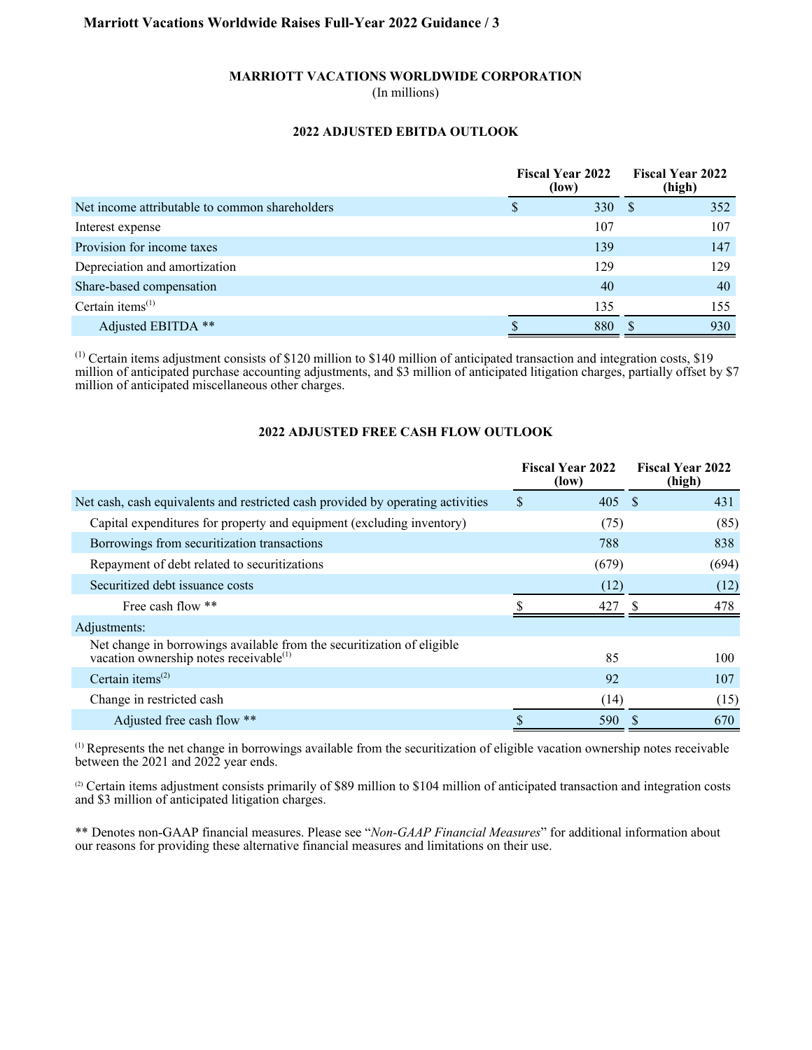**MARRIOTT VACATIONS WORLDWIDE CORPORATION**
(In millions)

**2022 ADJUSTED EBITDA OUTLOOK**

| | Fiscal Year 2022 (low) | Fiscal Year 2022 (high) |
|---|---|---|
| Net income attributable to common shareholders | $ 330 | $ 352 |
| Interest expense | 107 | 107 |
| Provision for income taxes | 139 | 147 |
| Depreciation and amortization | 129 | 129 |
| Share-based compensation | 40 | 40 |
| Certain items[1] | 135 | 155 |
| Adjusted EBITDA ** | $ 880 | $ 930 |

[1] Certain items adjustment consists of $120 million to $140 million of anticipated transaction and integration costs, $19 million of anticipated purchase accounting adjustments, and $3 million of anticipated litigation charges, partially offset by $7 million of anticipated miscellaneous other charges.

**2022 ADJUSTED FREE CASH FLOW OUTLOOK**

| | Fiscal Year 2022 (low) | Fiscal Year 2022 (high) |
|---|---|---|
| Net cash, cash equivalents and restricted cash provided by operating activities | $ 405 | $ 431 |
| Capital expenditures for property and equipment (excluding inventory) | (75) | (85) |
| Borrowings from securitization transactions | 788 | 838 |
| Repayment of debt related to securitizations | (679) | (694) |
| Securitized debt issuance costs | (12) | (12) |
| Free cash flow ** | $ 427 | $ 478 |
| Adjustments: | | |
| Net change in borrowings available from the securitization of eligible vacation ownership notes receivable[1] | 85 | 100 |
| Certain items[2] | 92 | 107 |
| Change in restricted cash | (14) | (15) |
| Adjusted free cash flow ** | $ 590 | $ 670 |

[1] Represents the net change in borrowings available from the securitization of eligible vacation ownership notes receivable between the 2021 and 2022 year ends.

[2] Certain items adjustment consists primarily of $89 million to $104 million of anticipated transaction and integration costs and $3 million of anticipated litigation charges.

** Denotes non-GAAP financial measures. Please see "*Non-GAAP Financial Measures*" for additional information about our reasons for providing these alternative financial measures and limitations on their use.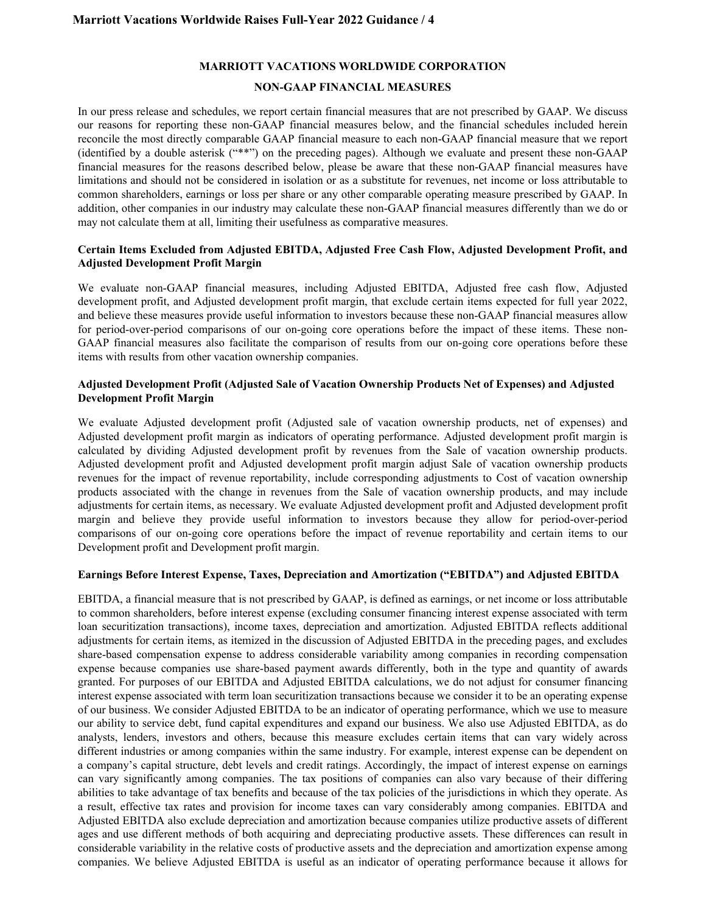## MARRIOTT VACATIONS WORLDWIDE CORPORATION

## NON-GAAP FINANCIAL MEASURES

In our press release and schedules, we report certain financial measures that are not prescribed by GAAP. We discuss our reasons for reporting these non-GAAP financial measures below, and the financial schedules included herein reconcile the most directly comparable GAAP financial measure to each non-GAAP financial measure that we report (identified by a double asterisk ("**") on the preceding pages). Although we evaluate and present these non-GAAP financial measures for the reasons described below, please be aware that these non-GAAP financial measures have limitations and should not be considered in isolation or as a substitute for revenues, net income or loss attributable to common shareholders, earnings or loss per share or any other comparable operating measure prescribed by GAAP. In addition, other companies in our industry may calculate these non-GAAP financial measures differently than we do or may not calculate them at all, limiting their usefulness as comparative measures.

### Certain Items Excluded from Adjusted EBITDA, Adjusted Free Cash Flow, Adjusted Development Profit, and Adjusted Development Profit Margin

We evaluate non-GAAP financial measures, including Adjusted EBITDA, Adjusted free cash flow, Adjusted development profit, and Adjusted development profit margin, that exclude certain items expected for full year 2022, and believe these measures provide useful information to investors because these non-GAAP financial measures allow for period-over-period comparisons of our on-going core operations before the impact of these items. These non-GAAP financial measures also facilitate the comparison of results from our on-going core operations before these items with results from other vacation ownership companies.

### Adjusted Development Profit (Adjusted Sale of Vacation Ownership Products Net of Expenses) and Adjusted Development Profit Margin

We evaluate Adjusted development profit (Adjusted sale of vacation ownership products, net of expenses) and Adjusted development profit margin as indicators of operating performance. Adjusted development profit margin is calculated by dividing Adjusted development profit by revenues from the Sale of vacation ownership products. Adjusted development profit and Adjusted development profit margin adjust Sale of vacation ownership products revenues for the impact of revenue reportability, include corresponding adjustments to Cost of vacation ownership products associated with the change in revenues from the Sale of vacation ownership products, and may include adjustments for certain items, as necessary. We evaluate Adjusted development profit and Adjusted development profit margin and believe they provide useful information to investors because they allow for period-over-period comparisons of our on-going core operations before the impact of revenue reportability and certain items to our Development profit and Development profit margin.

### Earnings Before Interest Expense, Taxes, Depreciation and Amortization ("EBITDA") and Adjusted EBITDA

EBITDA, a financial measure that is not prescribed by GAAP, is defined as earnings, or net income or loss attributable to common shareholders, before interest expense (excluding consumer financing interest expense associated with term loan securitization transactions), income taxes, depreciation and amortization. Adjusted EBITDA reflects additional adjustments for certain items, as itemized in the discussion of Adjusted EBITDA in the preceding pages, and excludes share-based compensation expense to address considerable variability among companies in recording compensation expense because companies use share-based payment awards differently, both in the type and quantity of awards granted. For purposes of our EBITDA and Adjusted EBITDA calculations, we do not adjust for consumer financing interest expense associated with term loan securitization transactions because we consider it to be an operating expense of our business. We consider Adjusted EBITDA to be an indicator of operating performance, which we use to measure our ability to service debt, fund capital expenditures and expand our business. We also use Adjusted EBITDA, as do analysts, lenders, investors and others, because this measure excludes certain items that can vary widely across different industries or among companies within the same industry. For example, interest expense can be dependent on a company's capital structure, debt levels and credit ratings. Accordingly, the impact of interest expense on earnings can vary significantly among companies. The tax positions of companies can also vary because of their differing abilities to take advantage of tax benefits and because of the tax policies of the jurisdictions in which they operate. As a result, effective tax rates and provision for income taxes can vary considerably among companies. EBITDA and Adjusted EBITDA also exclude depreciation and amortization because companies utilize productive assets of different ages and use different methods of both acquiring and depreciating productive assets. These differences can result in considerable variability in the relative costs of productive assets and the depreciation and amortization expense among companies. We believe Adjusted EBITDA is useful as an indicator of operating performance because it allows for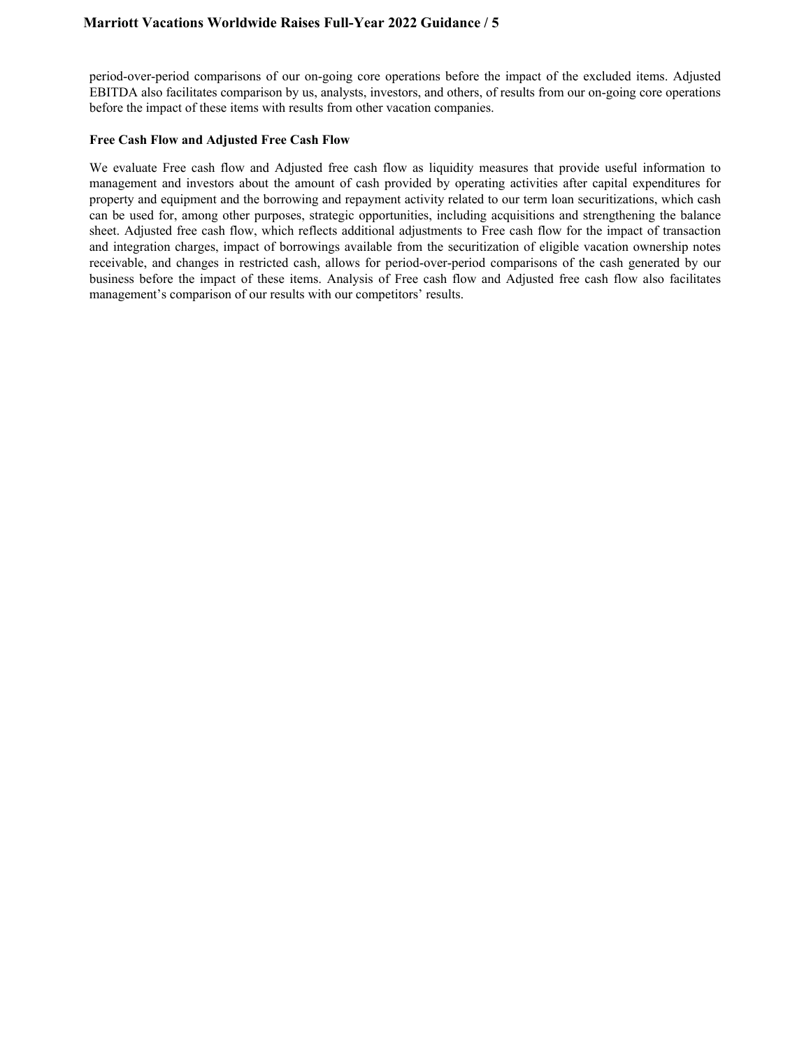period-over-period comparisons of our on-going core operations before the impact of the excluded items. Adjusted EBITDA also facilitates comparison by us, analysts, investors, and others, of results from our on-going core operations before the impact of these items with results from other vacation companies.

**Free Cash Flow and Adjusted Free Cash Flow**

We evaluate Free cash flow and Adjusted free cash flow as liquidity measures that provide useful information to management and investors about the amount of cash provided by operating activities after capital expenditures for property and equipment and the borrowing and repayment activity related to our term loan securitizations, which cash can be used for, among other purposes, strategic opportunities, including acquisitions and strengthening the balance sheet. Adjusted free cash flow, which reflects additional adjustments to Free cash flow for the impact of transaction and integration charges, impact of borrowings available from the securitization of eligible vacation ownership notes receivable, and changes in restricted cash, allows for period-over-period comparisons of the cash generated by our business before the impact of these items. Analysis of Free cash flow and Adjusted free cash flow also facilitates management's comparison of our results with our competitors' results.